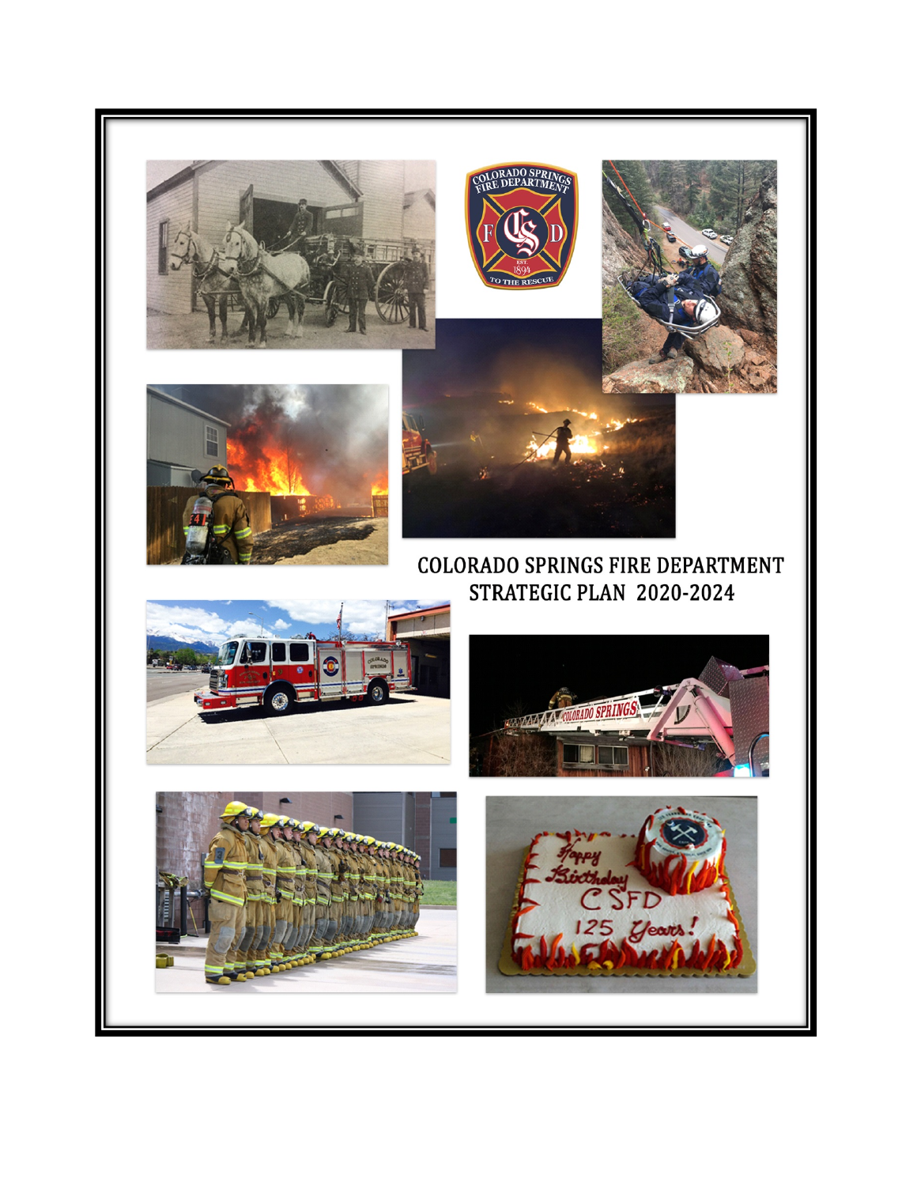# COLORADO SPRINGS FIRE DEPARTMENT STRATEGIC PLAN 2020-2024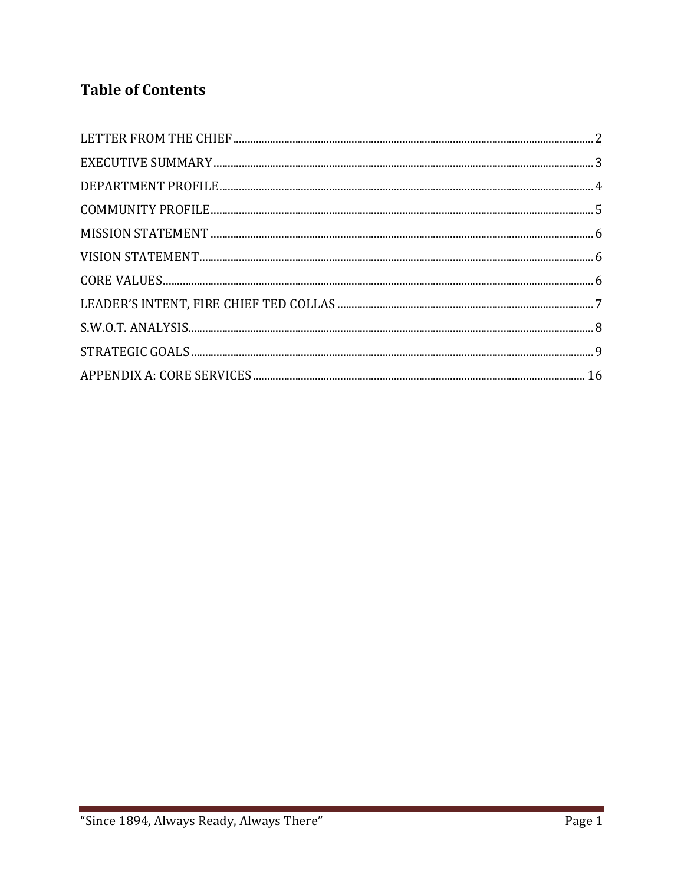## Table of Contents

LETTER FROM THE CHIEF .......... 2
EXECUTIVE SUMMARY .......... 3
DEPARTMENT PROFILE .......... 4
COMMUNITY PROFILE .......... 5
MISSION STATEMENT .......... 6
VISION STATEMENT .......... 6
CORE VALUES .......... 6
LEADER'S INTENT, FIRE CHIEF TED COLLAS .......... 7
S.W.O.T. ANALYSIS .......... 8
STRATEGIC GOALS .......... 9
APPENDIX A: CORE SERVICES .......... 16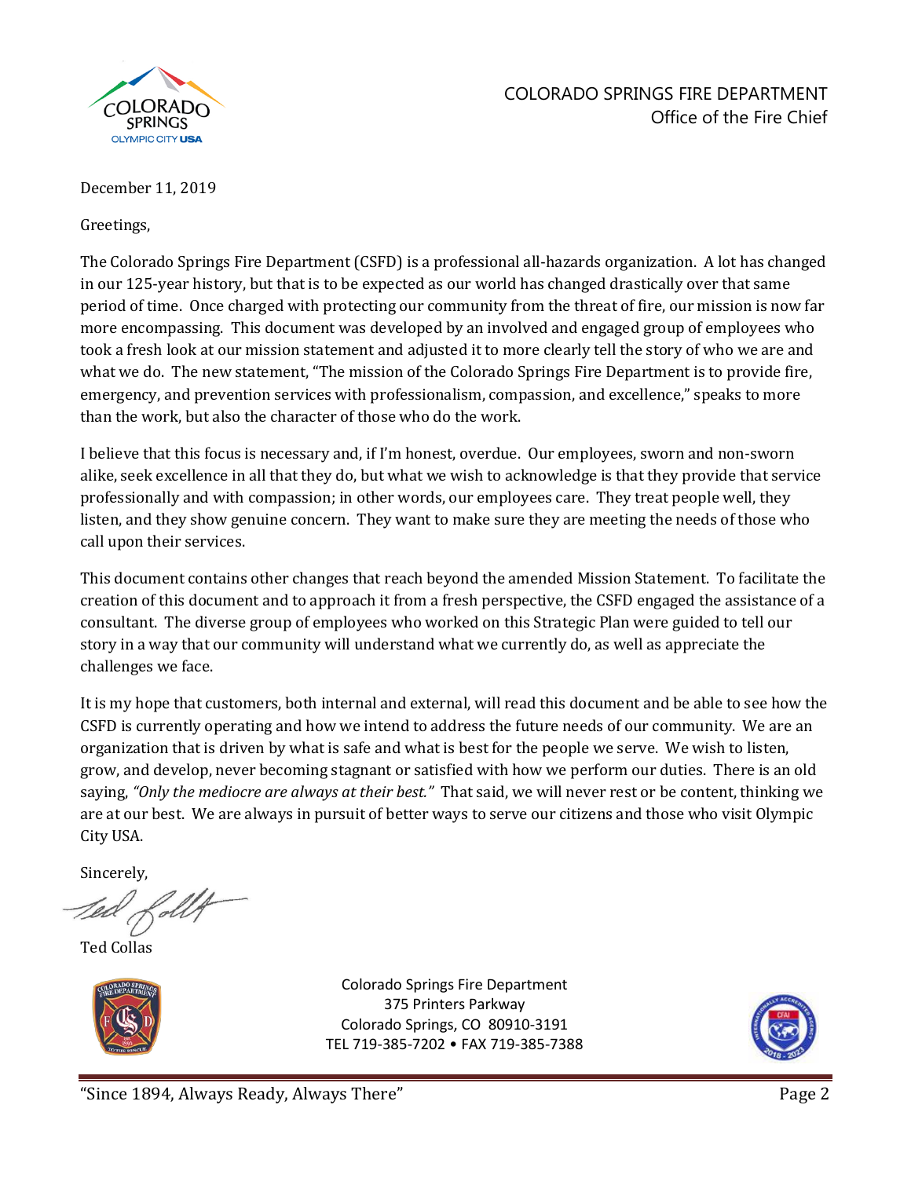COLORADO SPRINGS FIRE DEPARTMENT
Office of the Fire Chief

December 11, 2019

Greetings,

The Colorado Springs Fire Department (CSFD) is a professional all-hazards organization. A lot has changed in our 125-year history, but that is to be expected as our world has changed drastically over that same period of time. Once charged with protecting our community from the threat of fire, our mission is now far more encompassing. This document was developed by an involved and engaged group of employees who took a fresh look at our mission statement and adjusted it to more clearly tell the story of who we are and what we do. The new statement, "The mission of the Colorado Springs Fire Department is to provide fire, emergency, and prevention services with professionalism, compassion, and excellence," speaks to more than the work, but also the character of those who do the work.

I believe that this focus is necessary and, if I'm honest, overdue. Our employees, sworn and non-sworn alike, seek excellence in all that they do, but what we wish to acknowledge is that they provide that service professionally and with compassion; in other words, our employees care. They treat people well, they listen, and they show genuine concern. They want to make sure they are meeting the needs of those who call upon their services.

This document contains other changes that reach beyond the amended Mission Statement. To facilitate the creation of this document and to approach it from a fresh perspective, the CSFD engaged the assistance of a consultant. The diverse group of employees who worked on this Strategic Plan were guided to tell our story in a way that our community will understand what we currently do, as well as appreciate the challenges we face.

It is my hope that customers, both internal and external, will read this document and be able to see how the CSFD is currently operating and how we intend to address the future needs of our community. We are an organization that is driven by what is safe and what is best for the people we serve. We wish to listen, grow, and develop, never becoming stagnant or satisfied with how we perform our duties. There is an old saying, *"Only the mediocre are always at their best."* That said, we will never rest or be content, thinking we are at our best. We are always in pursuit of better ways to serve our citizens and those who visit Olympic City USA.

Sincerely,

Ted Collas

Colorado Springs Fire Department
375 Printers Parkway
Colorado Springs, CO 80910-3191
TEL 719-385-7202 • FAX 719-385-7388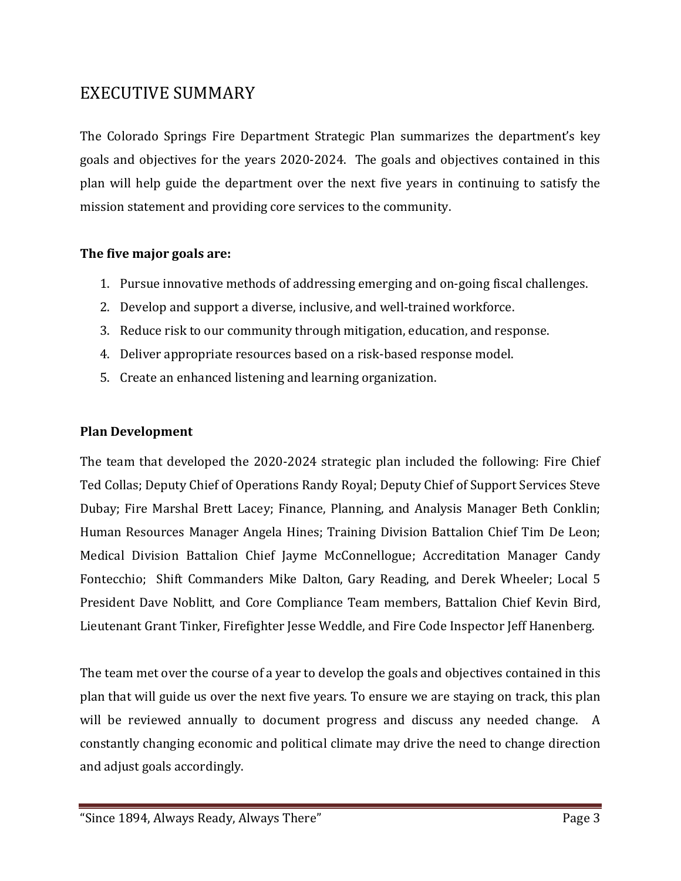# EXECUTIVE SUMMARY

The Colorado Springs Fire Department Strategic Plan summarizes the department's key goals and objectives for the years 2020-2024. The goals and objectives contained in this plan will help guide the department over the next five years in continuing to satisfy the mission statement and providing core services to the community.

**The five major goals are:**

1. Pursue innovative methods of addressing emerging and on-going fiscal challenges.
2. Develop and support a diverse, inclusive, and well-trained workforce.
3. Reduce risk to our community through mitigation, education, and response.
4. Deliver appropriate resources based on a risk-based response model.
5. Create an enhanced listening and learning organization.

**Plan Development**

The team that developed the 2020-2024 strategic plan included the following: Fire Chief Ted Collas; Deputy Chief of Operations Randy Royal; Deputy Chief of Support Services Steve Dubay; Fire Marshal Brett Lacey; Finance, Planning, and Analysis Manager Beth Conklin; Human Resources Manager Angela Hines; Training Division Battalion Chief Tim De Leon; Medical Division Battalion Chief Jayme McConnellogue; Accreditation Manager Candy Fontecchio; Shift Commanders Mike Dalton, Gary Reading, and Derek Wheeler; Local 5 President Dave Noblitt, and Core Compliance Team members, Battalion Chief Kevin Bird, Lieutenant Grant Tinker, Firefighter Jesse Weddle, and Fire Code Inspector Jeff Hanenberg.

The team met over the course of a year to develop the goals and objectives contained in this plan that will guide us over the next five years. To ensure we are staying on track, this plan will be reviewed annually to document progress and discuss any needed change. A constantly changing economic and political climate may drive the need to change direction and adjust goals accordingly.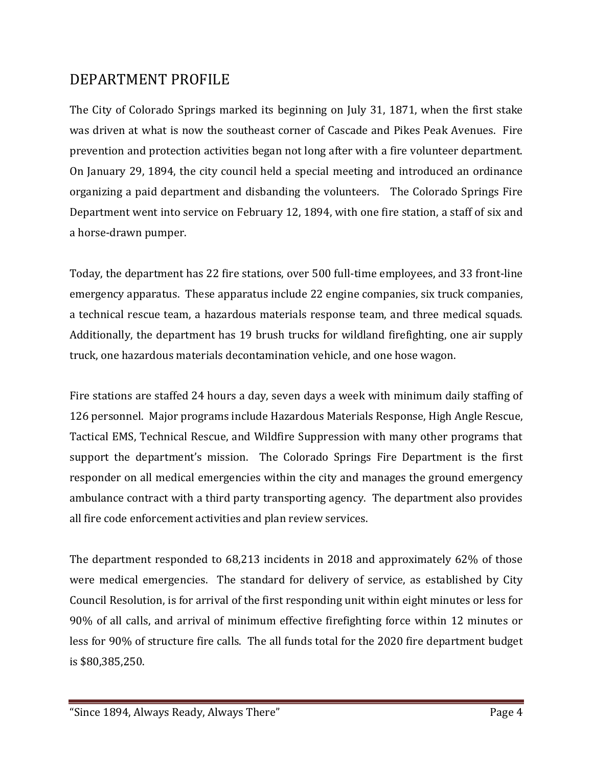## DEPARTMENT PROFILE

The City of Colorado Springs marked its beginning on July 31, 1871, when the first stake was driven at what is now the southeast corner of Cascade and Pikes Peak Avenues. Fire prevention and protection activities began not long after with a fire volunteer department. On January 29, 1894, the city council held a special meeting and introduced an ordinance organizing a paid department and disbanding the volunteers. The Colorado Springs Fire Department went into service on February 12, 1894, with one fire station, a staff of six and a horse-drawn pumper.

Today, the department has 22 fire stations, over 500 full-time employees, and 33 front-line emergency apparatus. These apparatus include 22 engine companies, six truck companies, a technical rescue team, a hazardous materials response team, and three medical squads. Additionally, the department has 19 brush trucks for wildland firefighting, one air supply truck, one hazardous materials decontamination vehicle, and one hose wagon.

Fire stations are staffed 24 hours a day, seven days a week with minimum daily staffing of 126 personnel. Major programs include Hazardous Materials Response, High Angle Rescue, Tactical EMS, Technical Rescue, and Wildfire Suppression with many other programs that support the department's mission. The Colorado Springs Fire Department is the first responder on all medical emergencies within the city and manages the ground emergency ambulance contract with a third party transporting agency. The department also provides all fire code enforcement activities and plan review services.

The department responded to 68,213 incidents in 2018 and approximately 62% of those were medical emergencies. The standard for delivery of service, as established by City Council Resolution, is for arrival of the first responding unit within eight minutes or less for 90% of all calls, and arrival of minimum effective firefighting force within 12 minutes or less for 90% of structure fire calls. The all funds total for the 2020 fire department budget is $80,385,250.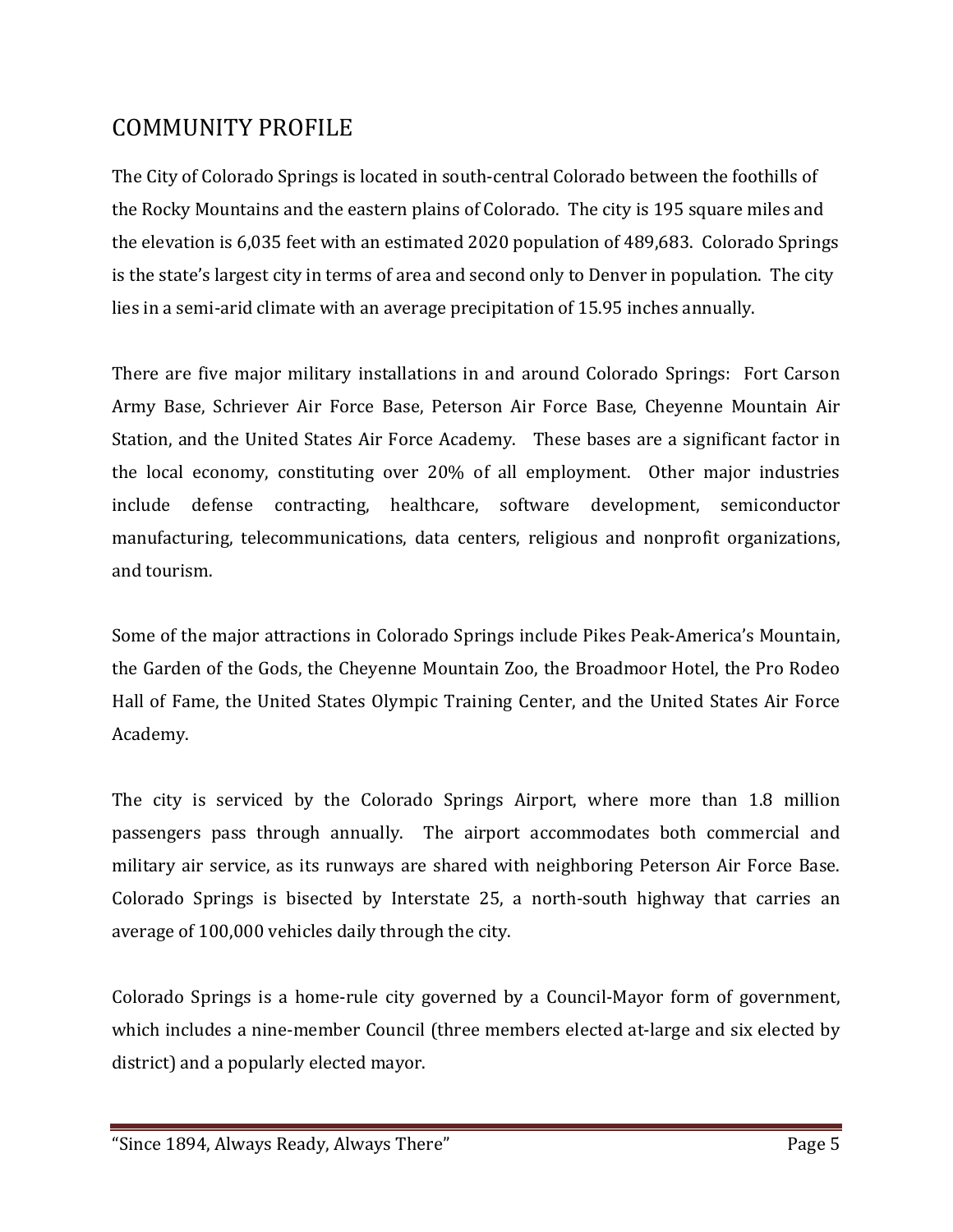# COMMUNITY PROFILE

The City of Colorado Springs is located in south-central Colorado between the foothills of the Rocky Mountains and the eastern plains of Colorado. The city is 195 square miles and the elevation is 6,035 feet with an estimated 2020 population of 489,683. Colorado Springs is the state's largest city in terms of area and second only to Denver in population. The city lies in a semi-arid climate with an average precipitation of 15.95 inches annually.

There are five major military installations in and around Colorado Springs: Fort Carson Army Base, Schriever Air Force Base, Peterson Air Force Base, Cheyenne Mountain Air Station, and the United States Air Force Academy. These bases are a significant factor in the local economy, constituting over 20% of all employment. Other major industries include defense contracting, healthcare, software development, semiconductor manufacturing, telecommunications, data centers, religious and nonprofit organizations, and tourism.

Some of the major attractions in Colorado Springs include Pikes Peak-America's Mountain, the Garden of the Gods, the Cheyenne Mountain Zoo, the Broadmoor Hotel, the Pro Rodeo Hall of Fame, the United States Olympic Training Center, and the United States Air Force Academy.

The city is serviced by the Colorado Springs Airport, where more than 1.8 million passengers pass through annually. The airport accommodates both commercial and military air service, as its runways are shared with neighboring Peterson Air Force Base. Colorado Springs is bisected by Interstate 25, a north-south highway that carries an average of 100,000 vehicles daily through the city.

Colorado Springs is a home-rule city governed by a Council-Mayor form of government, which includes a nine-member Council (three members elected at-large and six elected by district) and a popularly elected mayor.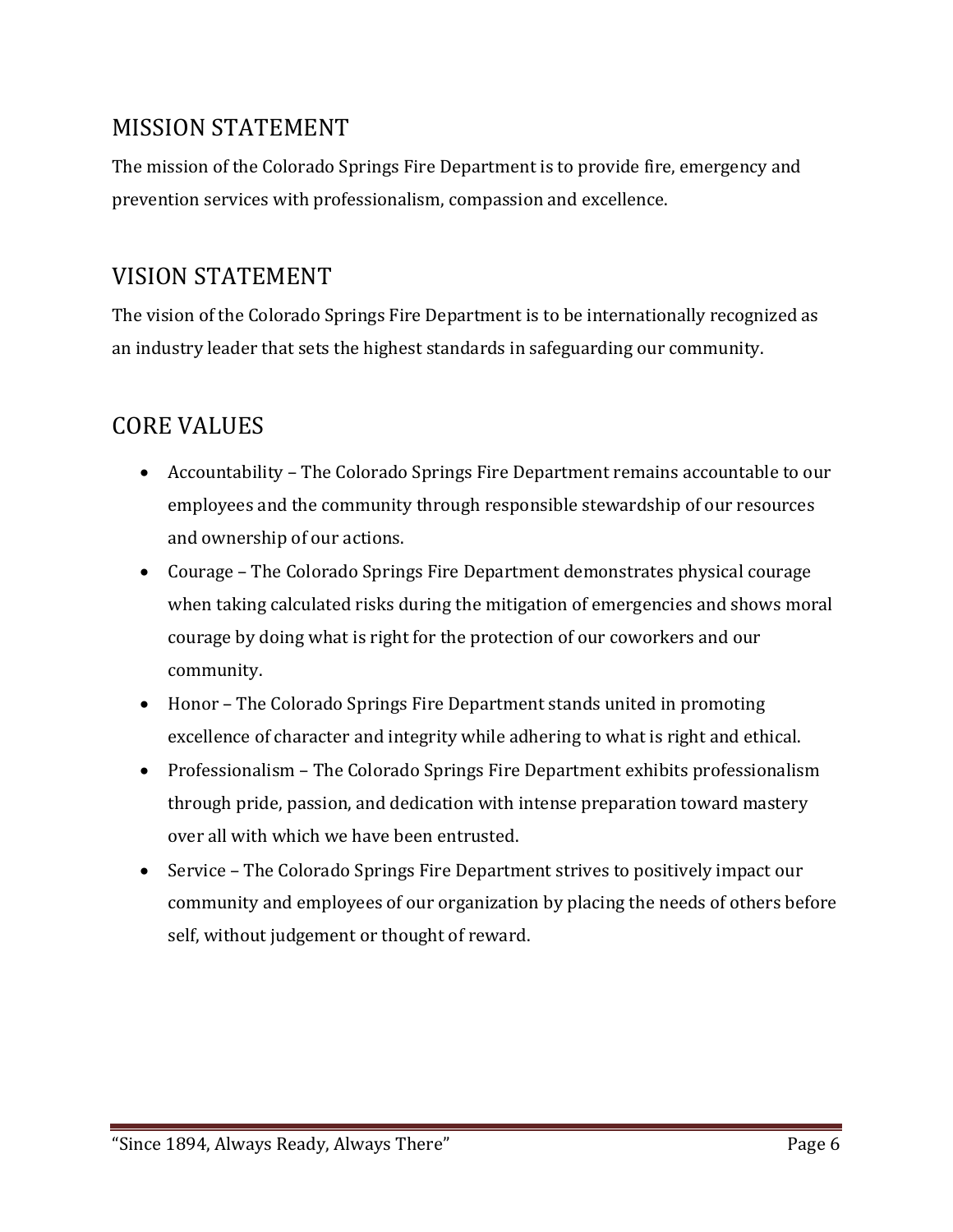## MISSION STATEMENT

The mission of the Colorado Springs Fire Department is to provide fire, emergency and prevention services with professionalism, compassion and excellence.

## VISION STATEMENT

The vision of the Colorado Springs Fire Department is to be internationally recognized as an industry leader that sets the highest standards in safeguarding our community.

## CORE VALUES

- Accountability – The Colorado Springs Fire Department remains accountable to our employees and the community through responsible stewardship of our resources and ownership of our actions.
- Courage – The Colorado Springs Fire Department demonstrates physical courage when taking calculated risks during the mitigation of emergencies and shows moral courage by doing what is right for the protection of our coworkers and our community.
- Honor – The Colorado Springs Fire Department stands united in promoting excellence of character and integrity while adhering to what is right and ethical.
- Professionalism – The Colorado Springs Fire Department exhibits professionalism through pride, passion, and dedication with intense preparation toward mastery over all with which we have been entrusted.
- Service – The Colorado Springs Fire Department strives to positively impact our community and employees of our organization by placing the needs of others before self, without judgement or thought of reward.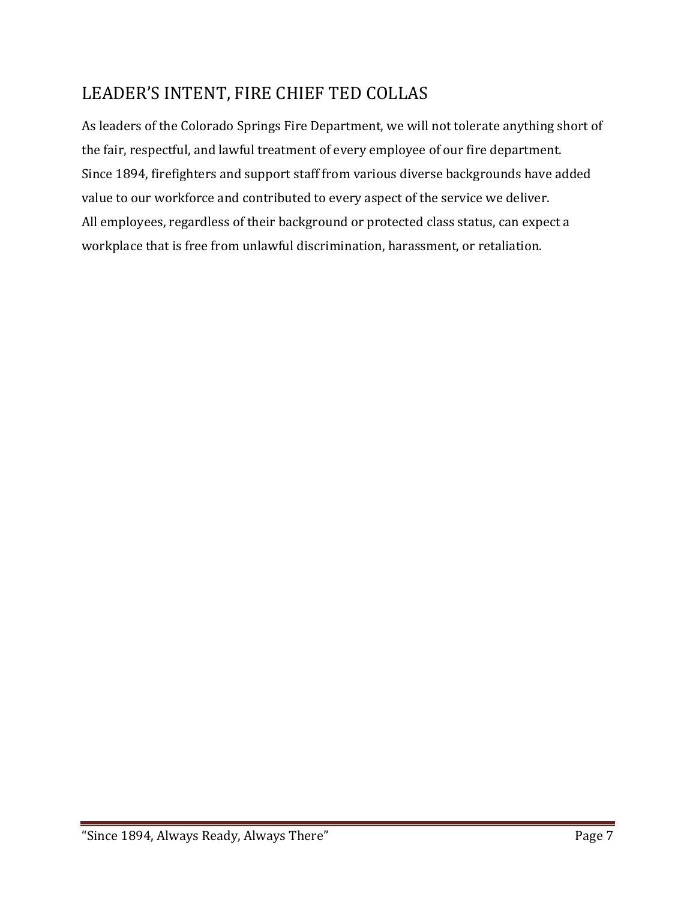## LEADER'S INTENT, FIRE CHIEF TED COLLAS

As leaders of the Colorado Springs Fire Department, we will not tolerate anything short of the fair, respectful, and lawful treatment of every employee of our fire department.

Since 1894, firefighters and support staff from various diverse backgrounds have added value to our workforce and contributed to every aspect of the service we deliver.

All employees, regardless of their background or protected class status, can expect a workplace that is free from unlawful discrimination, harassment, or retaliation.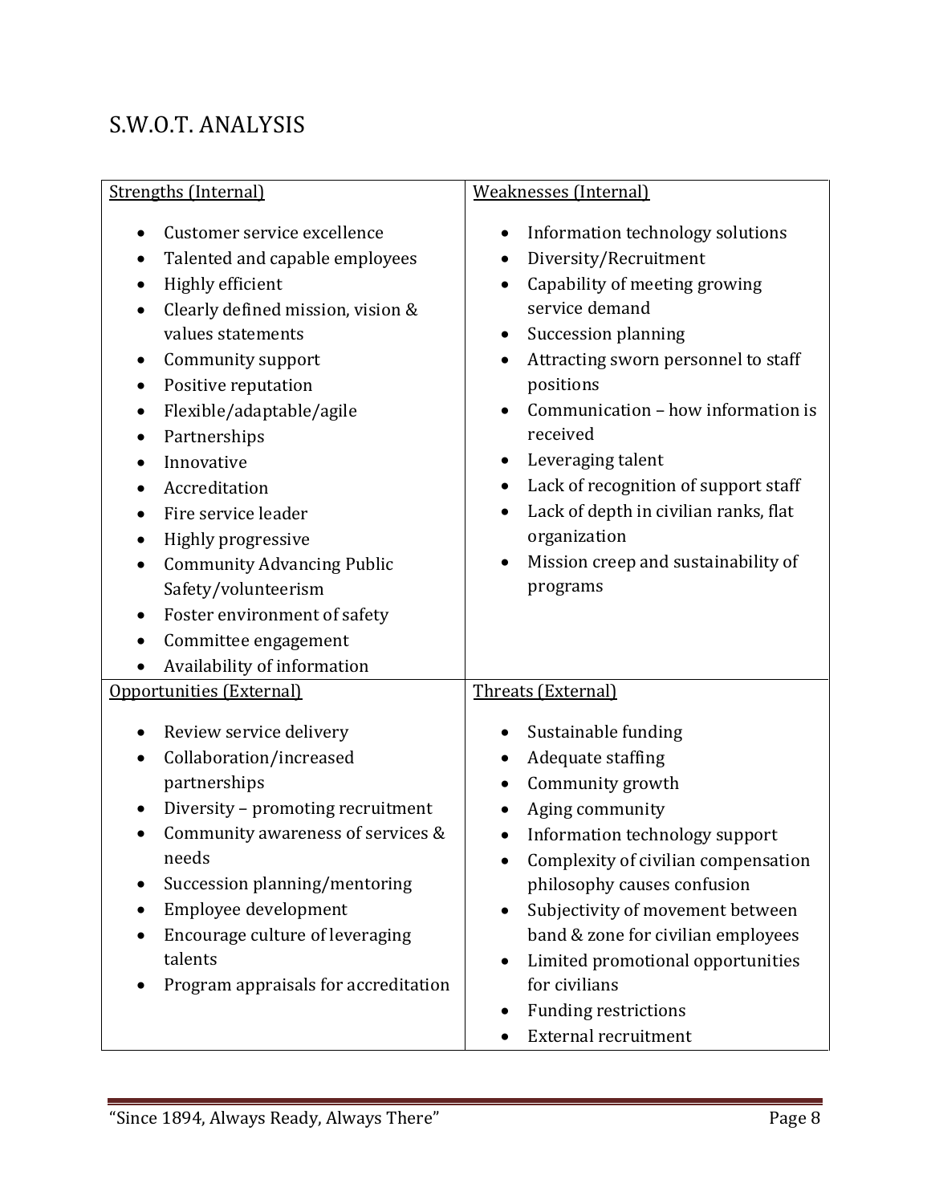## S.W.O.T. ANALYSIS

**Strengths (Internal)**

- Customer service excellence
- Talented and capable employees
- Highly efficient
- Clearly defined mission, vision & values statements
- Community support
- Positive reputation
- Flexible/adaptable/agile
- Partnerships
- Innovative
- Accreditation
- Fire service leader
- Highly progressive
- Community Advancing Public Safety/volunteerism
- Foster environment of safety
- Committee engagement
- Availability of information

**Weaknesses (Internal)**

- Information technology solutions
- Diversity/Recruitment
- Capability of meeting growing service demand
- Succession planning
- Attracting sworn personnel to staff positions
- Communication – how information is received
- Leveraging talent
- Lack of recognition of support staff
- Lack of depth in civilian ranks, flat organization
- Mission creep and sustainability of programs

**Opportunities (External)**

- Review service delivery
- Collaboration/increased partnerships
- Diversity – promoting recruitment
- Community awareness of services & needs
- Succession planning/mentoring
- Employee development
- Encourage culture of leveraging talents
- Program appraisals for accreditation

**Threats (External)**

- Sustainable funding
- Adequate staffing
- Community growth
- Aging community
- Information technology support
- Complexity of civilian compensation philosophy causes confusion
- Subjectivity of movement between band & zone for civilian employees
- Limited promotional opportunities for civilians
- Funding restrictions
- External recruitment

"Since 1894, Always Ready, Always There"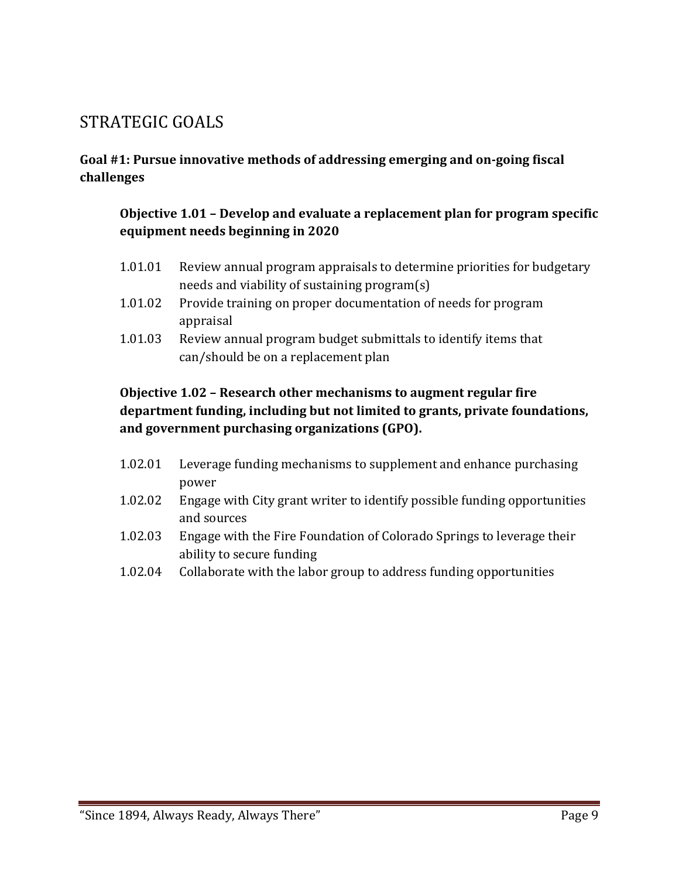## STRATEGIC GOALS

### Goal #1: Pursue innovative methods of addressing emerging and on-going fiscal challenges

#### Objective 1.01 – Develop and evaluate a replacement plan for program specific equipment needs beginning in 2020

- 1.01.01 Review annual program appraisals to determine priorities for budgetary needs and viability of sustaining program(s)
- 1.01.02 Provide training on proper documentation of needs for program appraisal
- 1.01.03 Review annual program budget submittals to identify items that can/should be on a replacement plan

#### Objective 1.02 – Research other mechanisms to augment regular fire department funding, including but not limited to grants, private foundations, and government purchasing organizations (GPO).

- 1.02.01 Leverage funding mechanisms to supplement and enhance purchasing power
- 1.02.02 Engage with City grant writer to identify possible funding opportunities and sources
- 1.02.03 Engage with the Fire Foundation of Colorado Springs to leverage their ability to secure funding
- 1.02.04 Collaborate with the labor group to address funding opportunities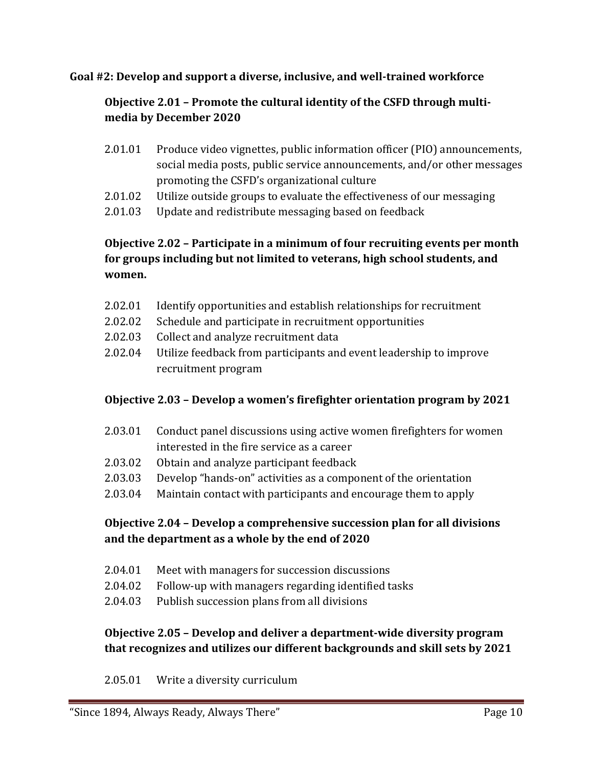**Goal #2: Develop and support a diverse, inclusive, and well-trained workforce**

### Objective 2.01 – Promote the cultural identity of the CSFD through multi-media by December 2020

- 2.01.01 Produce video vignettes, public information officer (PIO) announcements, social media posts, public service announcements, and/or other messages promoting the CSFD's organizational culture
- 2.01.02 Utilize outside groups to evaluate the effectiveness of our messaging
- 2.01.03 Update and redistribute messaging based on feedback

### Objective 2.02 – Participate in a minimum of four recruiting events per month for groups including but not limited to veterans, high school students, and women.

- 2.02.01 Identify opportunities and establish relationships for recruitment
- 2.02.02 Schedule and participate in recruitment opportunities
- 2.02.03 Collect and analyze recruitment data
- 2.02.04 Utilize feedback from participants and event leadership to improve recruitment program

### Objective 2.03 – Develop a women's firefighter orientation program by 2021

- 2.03.01 Conduct panel discussions using active women firefighters for women interested in the fire service as a career
- 2.03.02 Obtain and analyze participant feedback
- 2.03.03 Develop "hands-on" activities as a component of the orientation
- 2.03.04 Maintain contact with participants and encourage them to apply

### Objective 2.04 – Develop a comprehensive succession plan for all divisions and the department as a whole by the end of 2020

- 2.04.01 Meet with managers for succession discussions
- 2.04.02 Follow-up with managers regarding identified tasks
- 2.04.03 Publish succession plans from all divisions

### Objective 2.05 – Develop and deliver a department-wide diversity program that recognizes and utilizes our different backgrounds and skill sets by 2021

- 2.05.01 Write a diversity curriculum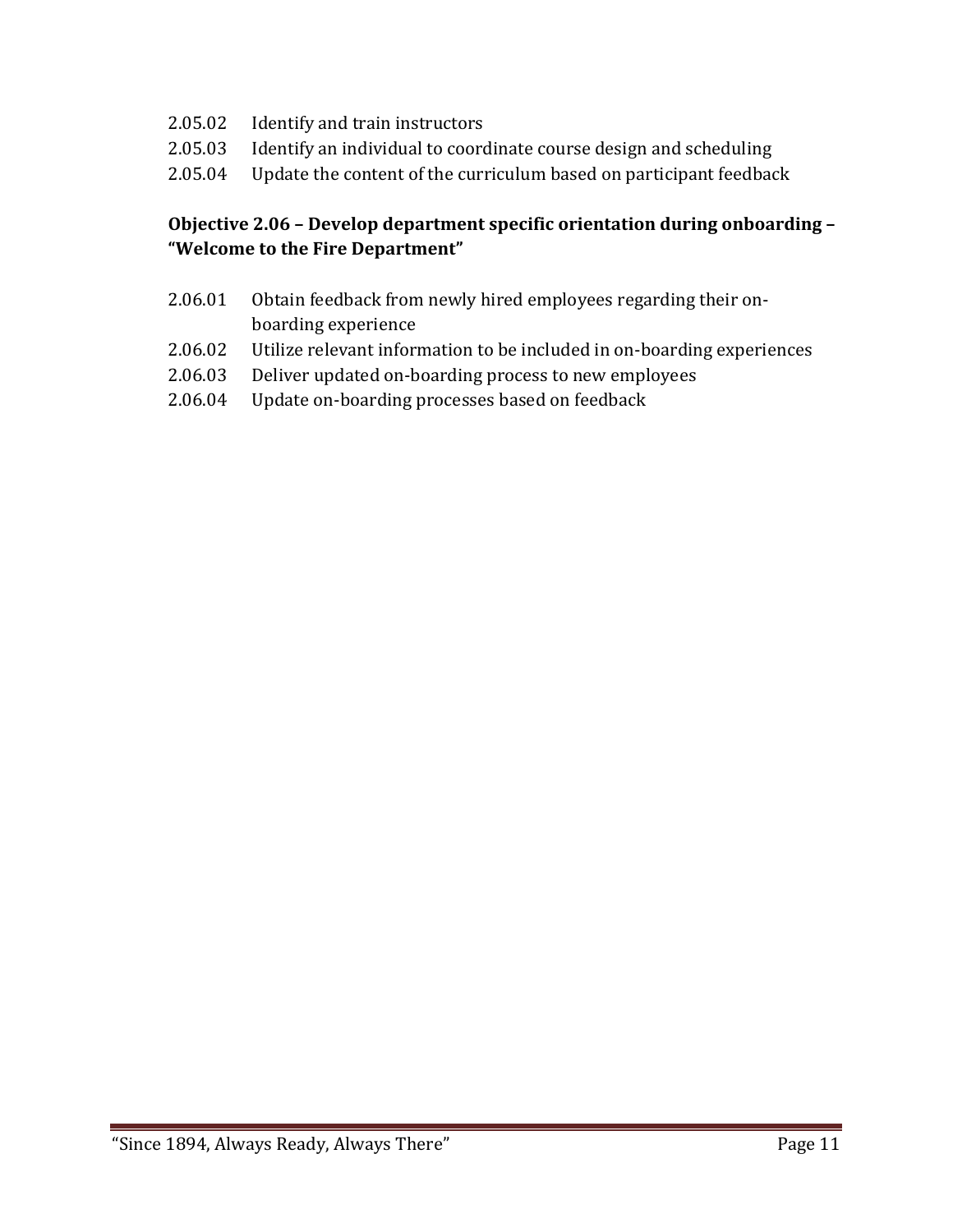2.05.02 Identify and train instructors
2.05.03 Identify an individual to coordinate course design and scheduling
2.05.04 Update the content of the curriculum based on participant feedback

**Objective 2.06 – Develop department specific orientation during onboarding – "Welcome to the Fire Department"**

2.06.01 Obtain feedback from newly hired employees regarding their on-boarding experience
2.06.02 Utilize relevant information to be included in on-boarding experiences
2.06.03 Deliver updated on-boarding process to new employees
2.06.04 Update on-boarding processes based on feedback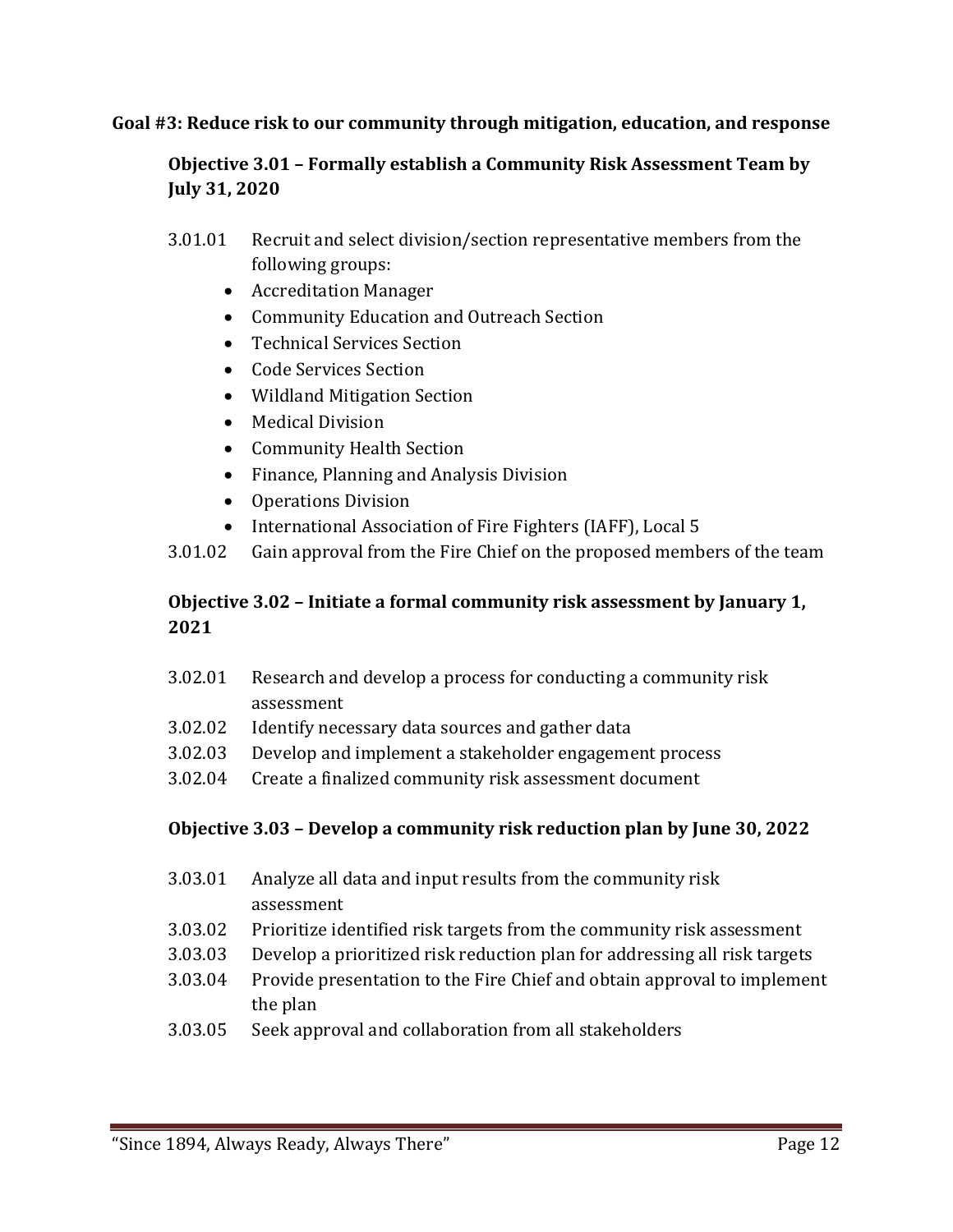**Goal #3: Reduce risk to our community through mitigation, education, and response**

**Objective 3.01 – Formally establish a Community Risk Assessment Team by July 31, 2020**

3.01.01 Recruit and select division/section representative members from the following groups:

- Accreditation Manager
- Community Education and Outreach Section
- Technical Services Section
- Code Services Section
- Wildland Mitigation Section
- Medical Division
- Community Health Section
- Finance, Planning and Analysis Division
- Operations Division
- International Association of Fire Fighters (IAFF), Local 5

3.01.02 Gain approval from the Fire Chief on the proposed members of the team

**Objective 3.02 – Initiate a formal community risk assessment by January 1, 2021**

3.02.01 Research and develop a process for conducting a community risk assessment

3.02.02 Identify necessary data sources and gather data

3.02.03 Develop and implement a stakeholder engagement process

3.02.04 Create a finalized community risk assessment document

**Objective 3.03 – Develop a community risk reduction plan by June 30, 2022**

3.03.01 Analyze all data and input results from the community risk assessment

3.03.02 Prioritize identified risk targets from the community risk assessment

3.03.03 Develop a prioritized risk reduction plan for addressing all risk targets

3.03.04 Provide presentation to the Fire Chief and obtain approval to implement the plan

3.03.05 Seek approval and collaboration from all stakeholders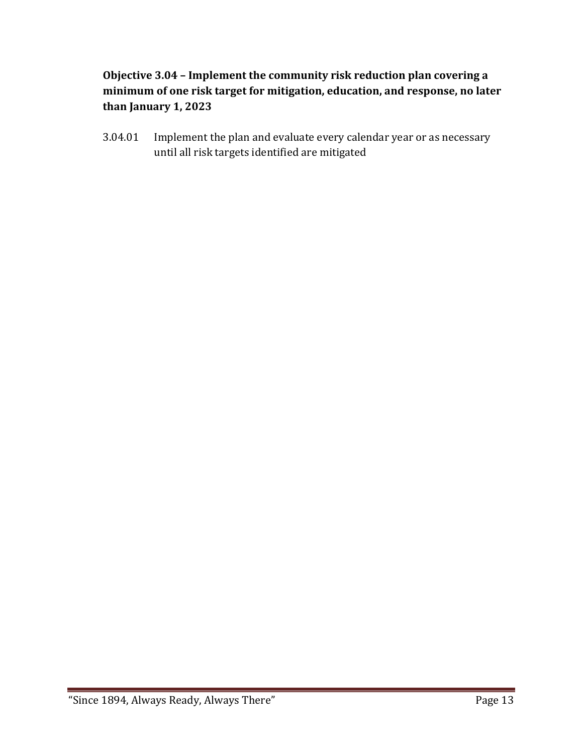**Objective 3.04 – Implement the community risk reduction plan covering a minimum of one risk target for mitigation, education, and response, no later than January 1, 2023**

3.04.01 Implement the plan and evaluate every calendar year or as necessary until all risk targets identified are mitigated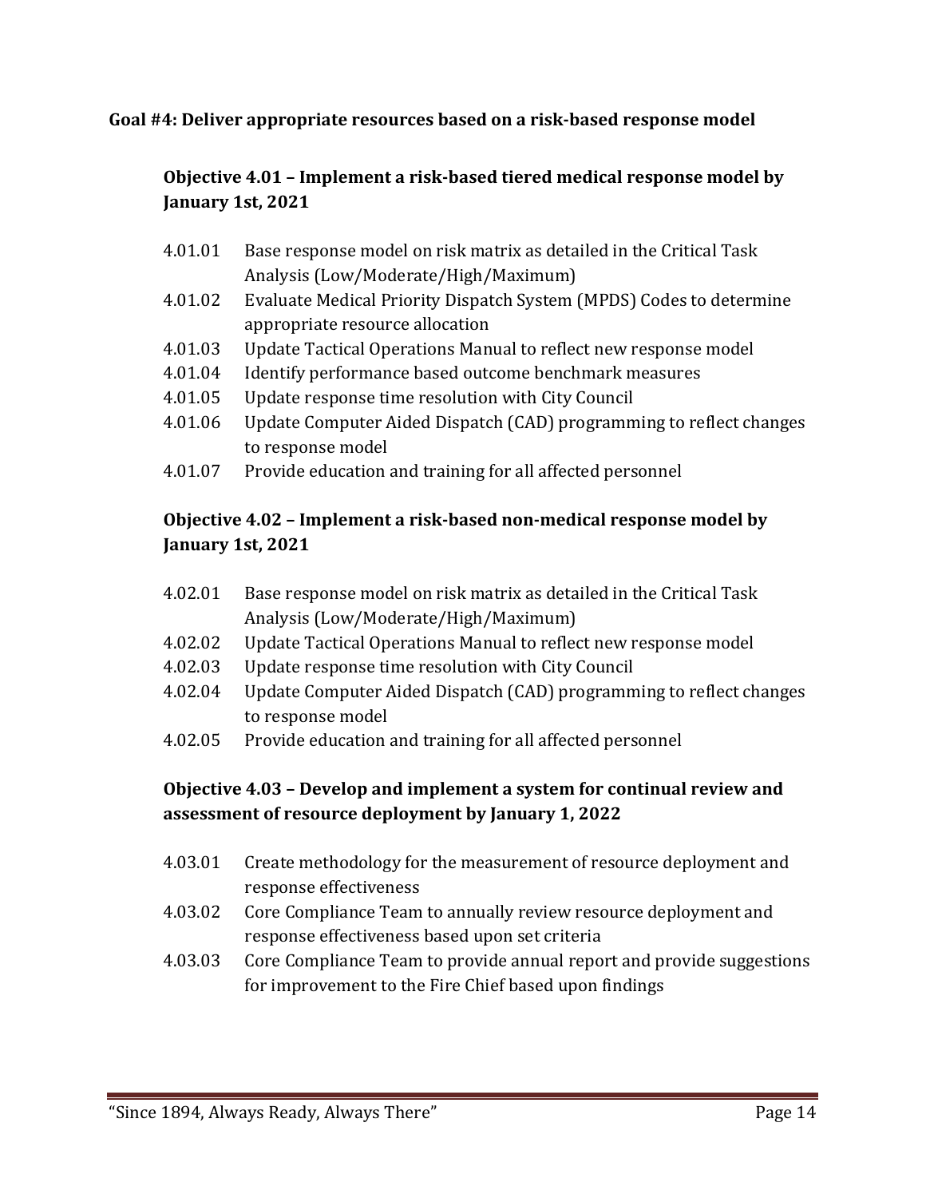**Goal #4: Deliver appropriate resources based on a risk-based response model**

**Objective 4.01 – Implement a risk-based tiered medical response model by January 1st, 2021**

- 4.01.01 Base response model on risk matrix as detailed in the Critical Task Analysis (Low/Moderate/High/Maximum)
- 4.01.02 Evaluate Medical Priority Dispatch System (MPDS) Codes to determine appropriate resource allocation
- 4.01.03 Update Tactical Operations Manual to reflect new response model
- 4.01.04 Identify performance based outcome benchmark measures
- 4.01.05 Update response time resolution with City Council
- 4.01.06 Update Computer Aided Dispatch (CAD) programming to reflect changes to response model
- 4.01.07 Provide education and training for all affected personnel

**Objective 4.02 – Implement a risk-based non-medical response model by January 1st, 2021**

- 4.02.01 Base response model on risk matrix as detailed in the Critical Task Analysis (Low/Moderate/High/Maximum)
- 4.02.02 Update Tactical Operations Manual to reflect new response model
- 4.02.03 Update response time resolution with City Council
- 4.02.04 Update Computer Aided Dispatch (CAD) programming to reflect changes to response model
- 4.02.05 Provide education and training for all affected personnel

**Objective 4.03 – Develop and implement a system for continual review and assessment of resource deployment by January 1, 2022**

- 4.03.01 Create methodology for the measurement of resource deployment and response effectiveness
- 4.03.02 Core Compliance Team to annually review resource deployment and response effectiveness based upon set criteria
- 4.03.03 Core Compliance Team to provide annual report and provide suggestions for improvement to the Fire Chief based upon findings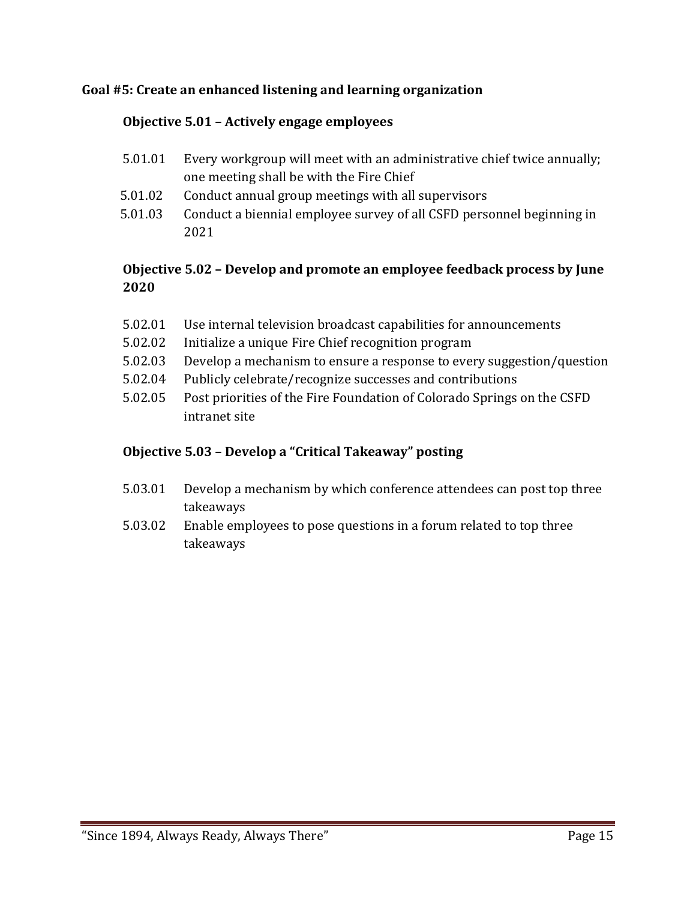**Goal #5: Create an enhanced listening and learning organization**

**Objective 5.01 – Actively engage employees**

- 5.01.01 Every workgroup will meet with an administrative chief twice annually; one meeting shall be with the Fire Chief
- 5.01.02 Conduct annual group meetings with all supervisors
- 5.01.03 Conduct a biennial employee survey of all CSFD personnel beginning in 2021

**Objective 5.02 – Develop and promote an employee feedback process by June 2020**

- 5.02.01 Use internal television broadcast capabilities for announcements
- 5.02.02 Initialize a unique Fire Chief recognition program
- 5.02.03 Develop a mechanism to ensure a response to every suggestion/question
- 5.02.04 Publicly celebrate/recognize successes and contributions
- 5.02.05 Post priorities of the Fire Foundation of Colorado Springs on the CSFD intranet site

**Objective 5.03 – Develop a "Critical Takeaway" posting**

- 5.03.01 Develop a mechanism by which conference attendees can post top three takeaways
- 5.03.02 Enable employees to pose questions in a forum related to top three takeaways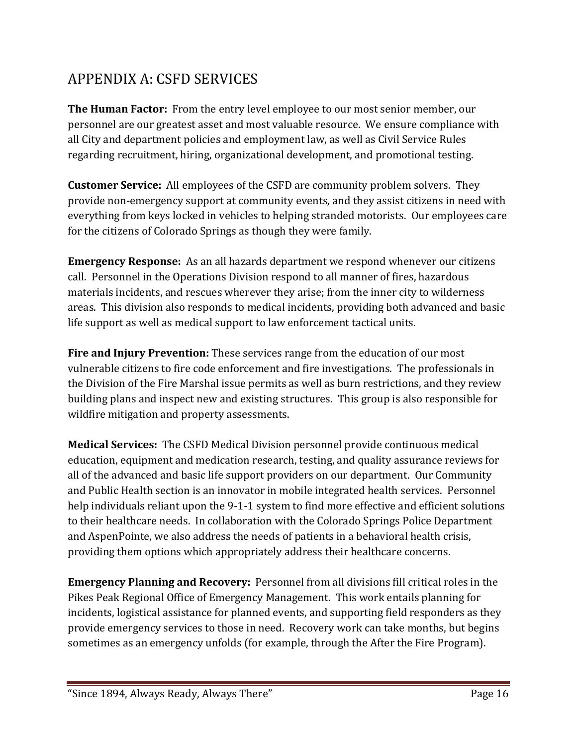## APPENDIX A: CSFD SERVICES

**The Human Factor:** From the entry level employee to our most senior member, our personnel are our greatest asset and most valuable resource. We ensure compliance with all City and department policies and employment law, as well as Civil Service Rules regarding recruitment, hiring, organizational development, and promotional testing.

**Customer Service:** All employees of the CSFD are community problem solvers. They provide non-emergency support at community events, and they assist citizens in need with everything from keys locked in vehicles to helping stranded motorists. Our employees care for the citizens of Colorado Springs as though they were family.

**Emergency Response:** As an all hazards department we respond whenever our citizens call. Personnel in the Operations Division respond to all manner of fires, hazardous materials incidents, and rescues wherever they arise; from the inner city to wilderness areas. This division also responds to medical incidents, providing both advanced and basic life support as well as medical support to law enforcement tactical units.

**Fire and Injury Prevention:** These services range from the education of our most vulnerable citizens to fire code enforcement and fire investigations. The professionals in the Division of the Fire Marshal issue permits as well as burn restrictions, and they review building plans and inspect new and existing structures. This group is also responsible for wildfire mitigation and property assessments.

**Medical Services:** The CSFD Medical Division personnel provide continuous medical education, equipment and medication research, testing, and quality assurance reviews for all of the advanced and basic life support providers on our department. Our Community and Public Health section is an innovator in mobile integrated health services. Personnel help individuals reliant upon the 9-1-1 system to find more effective and efficient solutions to their healthcare needs. In collaboration with the Colorado Springs Police Department and AspenPointe, we also address the needs of patients in a behavioral health crisis, providing them options which appropriately address their healthcare concerns.

**Emergency Planning and Recovery:** Personnel from all divisions fill critical roles in the Pikes Peak Regional Office of Emergency Management. This work entails planning for incidents, logistical assistance for planned events, and supporting field responders as they provide emergency services to those in need. Recovery work can take months, but begins sometimes as an emergency unfolds (for example, through the After the Fire Program).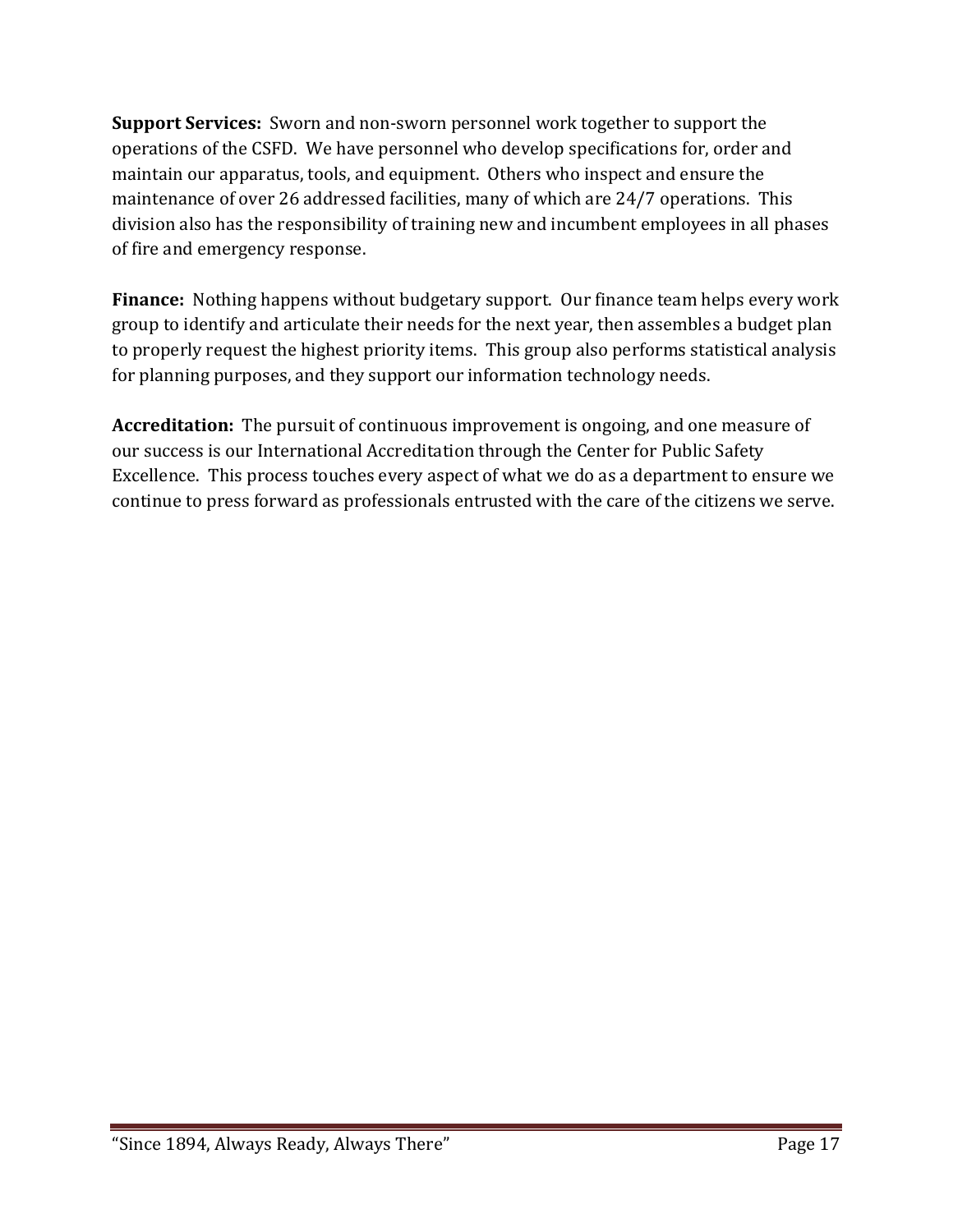**Support Services:** Sworn and non-sworn personnel work together to support the operations of the CSFD. We have personnel who develop specifications for, order and maintain our apparatus, tools, and equipment. Others who inspect and ensure the maintenance of over 26 addressed facilities, many of which are 24/7 operations. This division also has the responsibility of training new and incumbent employees in all phases of fire and emergency response.

**Finance:** Nothing happens without budgetary support. Our finance team helps every work group to identify and articulate their needs for the next year, then assembles a budget plan to properly request the highest priority items. This group also performs statistical analysis for planning purposes, and they support our information technology needs.

**Accreditation:** The pursuit of continuous improvement is ongoing, and one measure of our success is our International Accreditation through the Center for Public Safety Excellence. This process touches every aspect of what we do as a department to ensure we continue to press forward as professionals entrusted with the care of the citizens we serve.